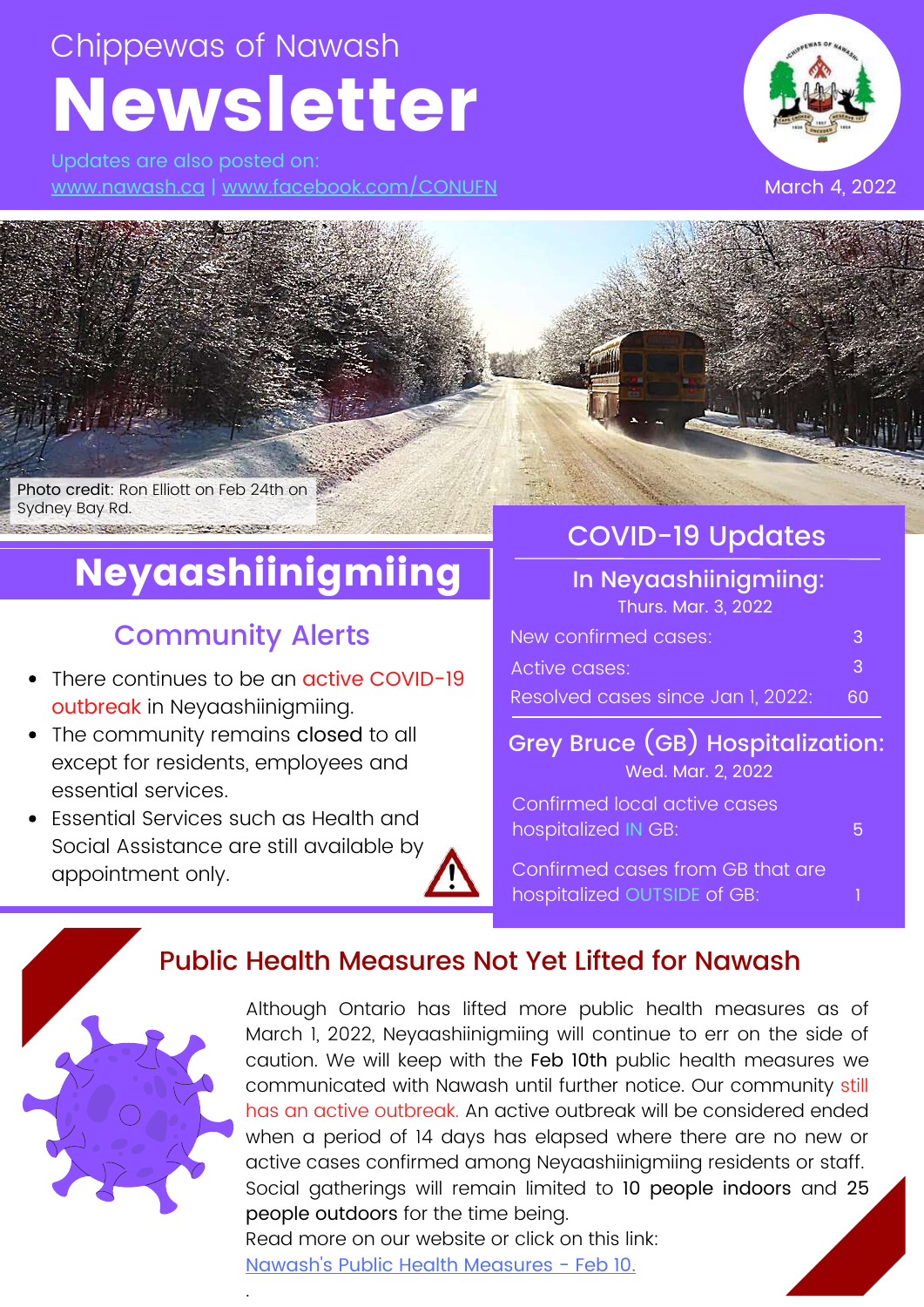Chippewas of Nawash

# Newsletter

Updates are also posted on:
www.nawash.ca | www.facebook.com/CONUFN

March 4, 2022

Photo credit: Ron Elliott on Feb 24th on Sydney Bay Rd.

## Neyaashiinigmiing

### Community Alerts

- There continues to be an active COVID-19 outbreak in Neyaashiinigmiing.
- The community remains **closed** to all except for residents, employees and essential services.
- Essential Services such as Health and Social Assistance are still available by appointment only.

## COVID-19 Updates

### In Neyaashiinigmiing:

Thurs. Mar. 3, 2022

| | |
|---|---|
| New confirmed cases: | 3 |
| Active cases: | 3 |
| Resolved cases since Jan 1, 2022: | 60 |

### Grey Bruce (GB) Hospitalization:

Wed. Mar. 2, 2022

| | |
|---|---|
| Confirmed local active cases hospitalized IN GB: | 5 |
| Confirmed cases from GB that are hospitalized OUTSIDE of GB: | 1 |

## Public Health Measures Not Yet Lifted for Nawash

Although Ontario has lifted more public health measures as of March 1, 2022, Neyaashiinigmiing will continue to err on the side of caution. We will keep with the **Feb 10th** public health measures we communicated with Nawash until further notice. Our community still has an active outbreak. An active outbreak will be considered ended when a period of 14 days has elapsed where there are no new or active cases confirmed among Neyaashiinigmiing residents or staff. Social gatherings will remain limited to **10 people indoors** and **25 people outdoors** for the time being.
Read more on our website or click on this link:
Nawash's Public Health Measures - Feb 10.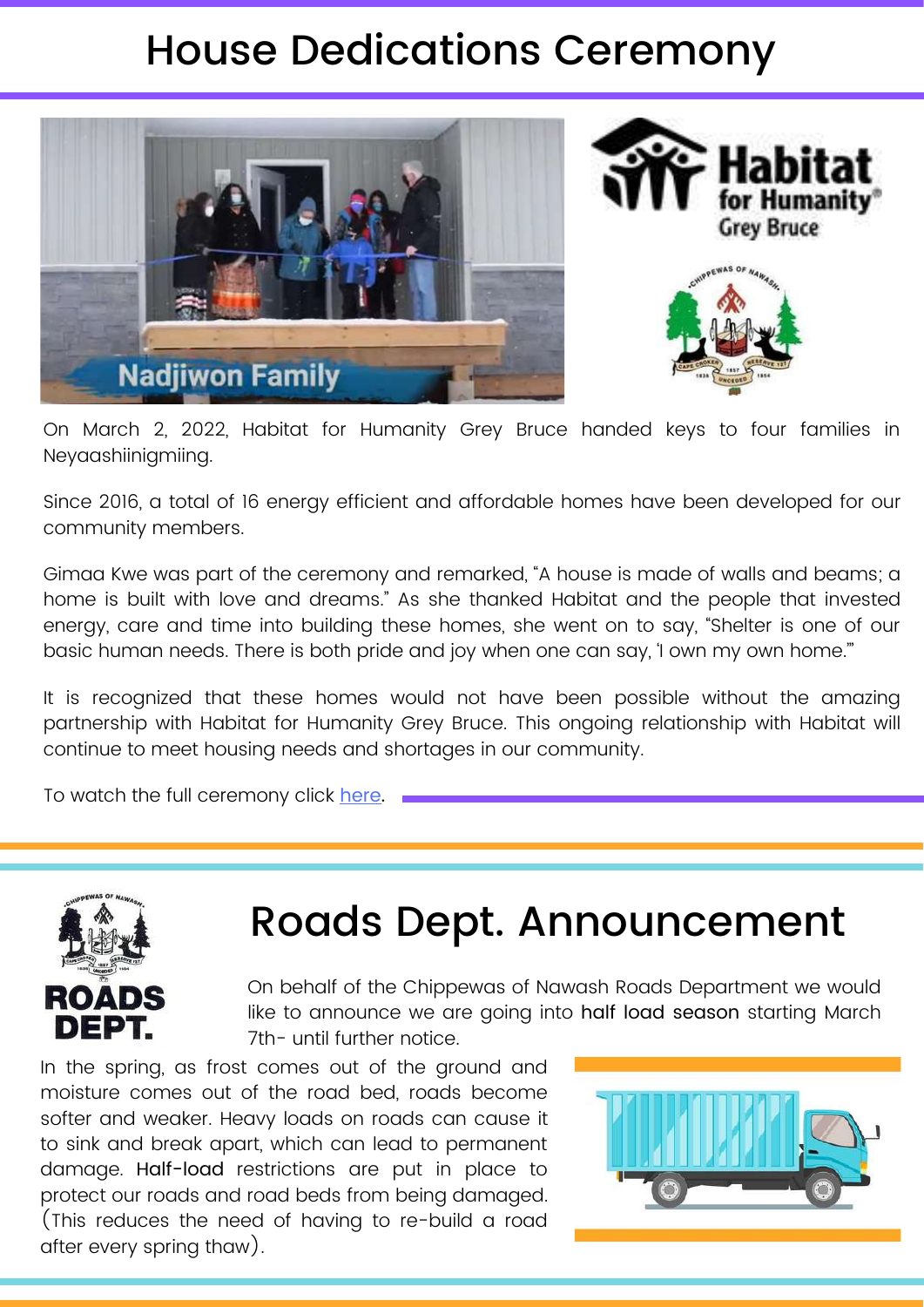# House Dedications Ceremony

On March 2, 2022, Habitat for Humanity Grey Bruce handed keys to four families in Neyaashiinigmiing.

Since 2016, a total of 16 energy efficient and affordable homes have been developed for our community members.

Gimaa Kwe was part of the ceremony and remarked, "A house is made of walls and beams; a home is built with love and dreams." As she thanked Habitat and the people that invested energy, care and time into building these homes, she went on to say, "Shelter is one of our basic human needs. There is both pride and joy when one can say, 'I own my own home.'"

It is recognized that these homes would not have been possible without the amazing partnership with Habitat for Humanity Grey Bruce. This ongoing relationship with Habitat will continue to meet housing needs and shortages in our community.

To watch the full ceremony click here.

# Roads Dept. Announcement

On behalf of the Chippewas of Nawash Roads Department we would like to announce we are going into half load season starting March 7th- until further notice.

In the spring, as frost comes out of the ground and moisture comes out of the road bed, roads become softer and weaker. Heavy loads on roads can cause it to sink and break apart, which can lead to permanent damage. Half-load restrictions are put in place to protect our roads and road beds from being damaged. (This reduces the need of having to re-build a road after every spring thaw).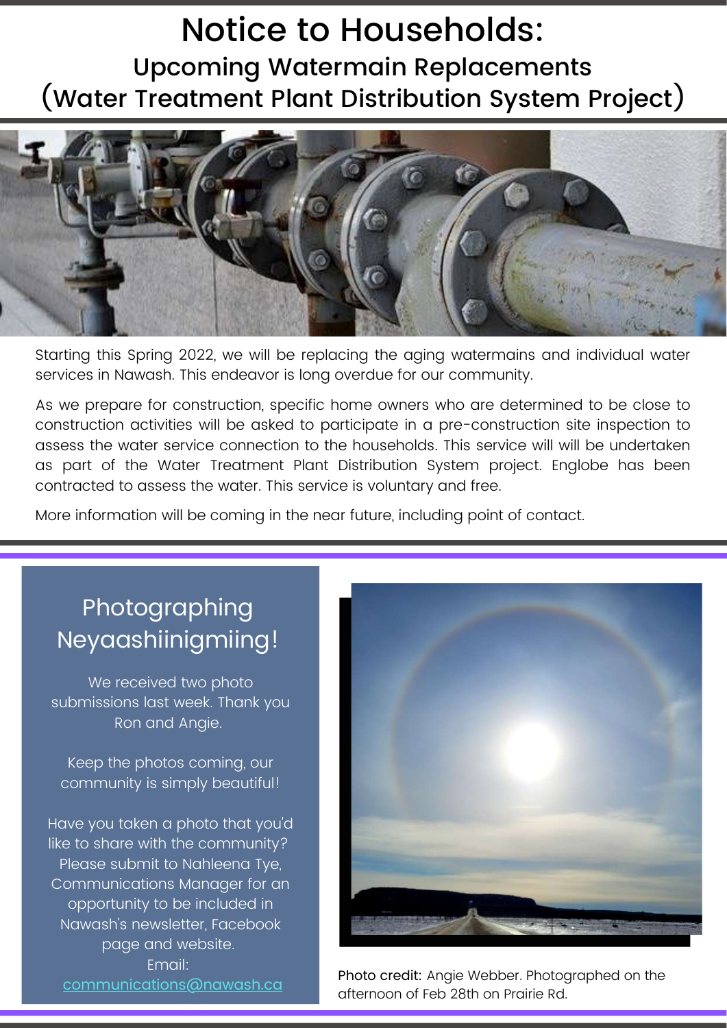# Notice to Households:

## Upcoming Watermain Replacements (Water Treatment Plant Distribution System Project)

Starting this Spring 2022, we will be replacing the aging watermains and individual water services in Nawash. This endeavor is long overdue for our community.

As we prepare for construction, specific home owners who are determined to be close to construction activities will be asked to participate in a pre-construction site inspection to assess the water service connection to the households. This service will will be undertaken as part of the Water Treatment Plant Distribution System project. Englobe has been contracted to assess the water. This service is voluntary and free.

More information will be coming in the near future, including point of contact.

## Photographing Neyaashiinigmiing!

We received two photo submissions last week. Thank you Ron and Angie.

Keep the photos coming, our community is simply beautiful!

Have you taken a photo that you'd like to share with the community? Please submit to Nahleena Tye, Communications Manager for an opportunity to be included in Nawash's newsletter, Facebook page and website.

Email: communications@nawash.ca

Photo credit: Angie Webber. Photographed on the afternoon of Feb 28th on Prairie Rd.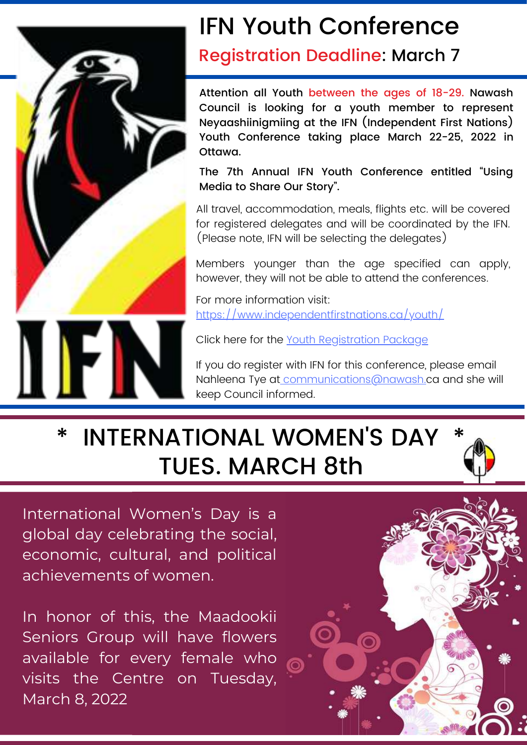# IFN Youth Conference

## Registration Deadline: March 7

**Attention all Youth between the ages of 18-29. Nawash Council is looking for a youth member to represent Neyaashiinigmiing at the IFN (Independent First Nations) Youth Conference taking place March 22-25, 2022 in Ottawa.**

**The 7th Annual IFN Youth Conference entitled "Using Media to Share Our Story".**

All travel, accommodation, meals, flights etc. will be covered for registered delegates and will be coordinated by the IFN. (Please note, IFN will be selecting the delegates)

Members younger than the age specified can apply, however, they will not be able to attend the conferences.

For more information visit: https://www.independentfirstnations.ca/youth/

Click here for the Youth Registration Package

If you do register with IFN for this conference, please email Nahleena Tye at communications@nawash.ca and she will keep Council informed.

# * INTERNATIONAL WOMEN'S DAY * TUES. MARCH 8th

International Women's Day is a global day celebrating the social, economic, cultural, and political achievements of women.

In honor of this, the Maadookii Seniors Group will have flowers available for every female who visits the Centre on Tuesday, March 8, 2022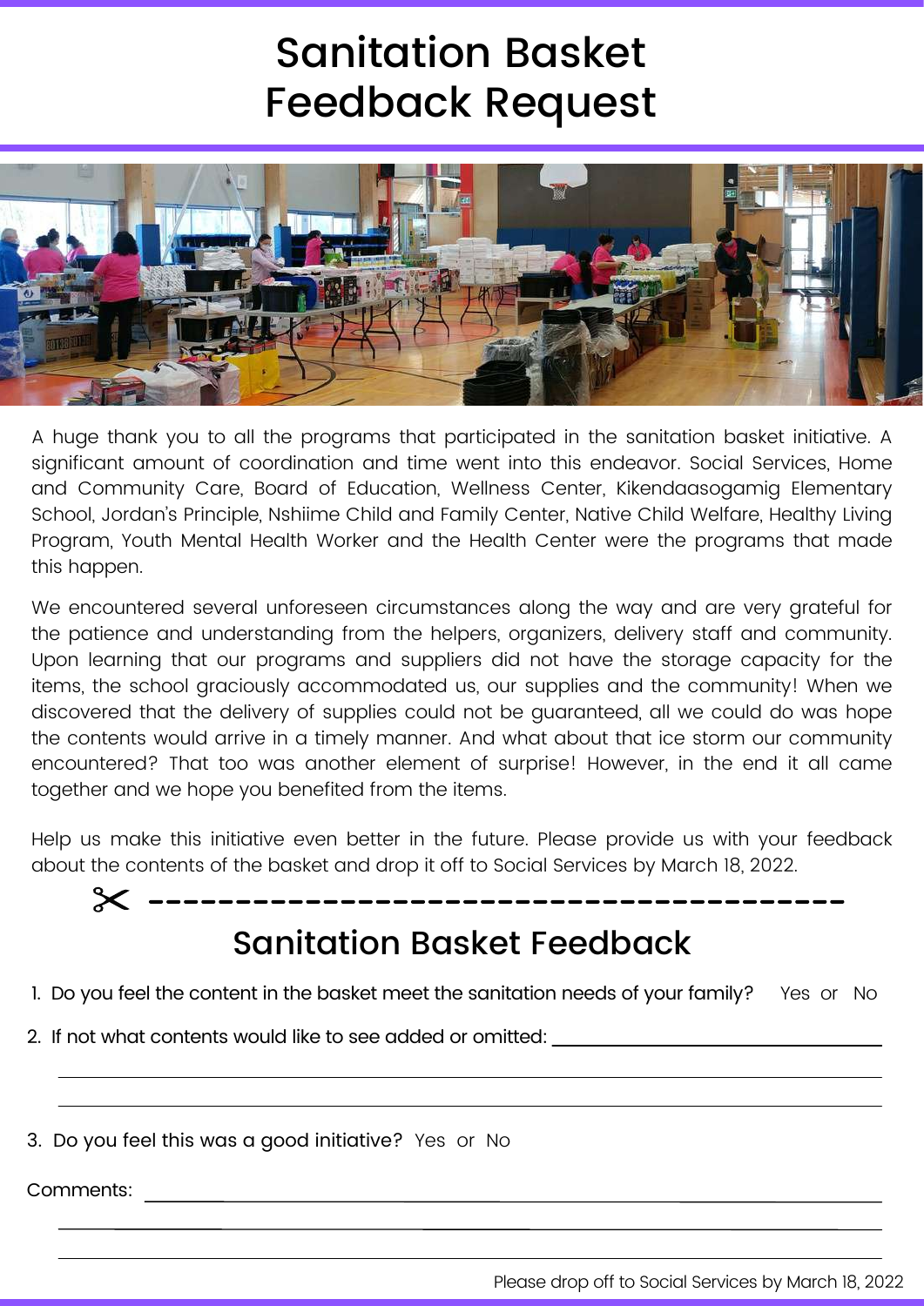# Sanitation Basket Feedback Request

A huge thank you to all the programs that participated in the sanitation basket initiative. A significant amount of coordination and time went into this endeavor. Social Services, Home and Community Care, Board of Education, Wellness Center, Kikendaasogamig Elementary School, Jordan's Principle, Nshiime Child and Family Center, Native Child Welfare, Healthy Living Program, Youth Mental Health Worker and the Health Center were the programs that made this happen.

We encountered several unforeseen circumstances along the way and are very grateful for the patience and understanding from the helpers, organizers, delivery staff and community. Upon learning that our programs and suppliers did not have the storage capacity for the items, the school graciously accommodated us, our supplies and the community! When we discovered that the delivery of supplies could not be guaranteed, all we could do was hope the contents would arrive in a timely manner. And what about that ice storm our community encountered? That too was another element of surprise! However, in the end it all came together and we hope you benefited from the items.

Help us make this initiative even better in the future. Please provide us with your feedback about the contents of the basket and drop it off to Social Services by March 18, 2022.

✂ - - - - - - - - - - - - - - - - - - - - - - - - - - - - - - - - - - - - - -

## Sanitation Basket Feedback

1. Do you feel the content in the basket meet the sanitation needs of your family? Yes or No
2. If not what contents would like to see added or omitted: ____________________

____________________________________________________________

____________________________________________________________

3. Do you feel this was a good initiative? Yes or No

Comments: ____________________________________________________

____________________________________________________________

____________________________________________________________

Please drop off to Social Services by March 18, 2022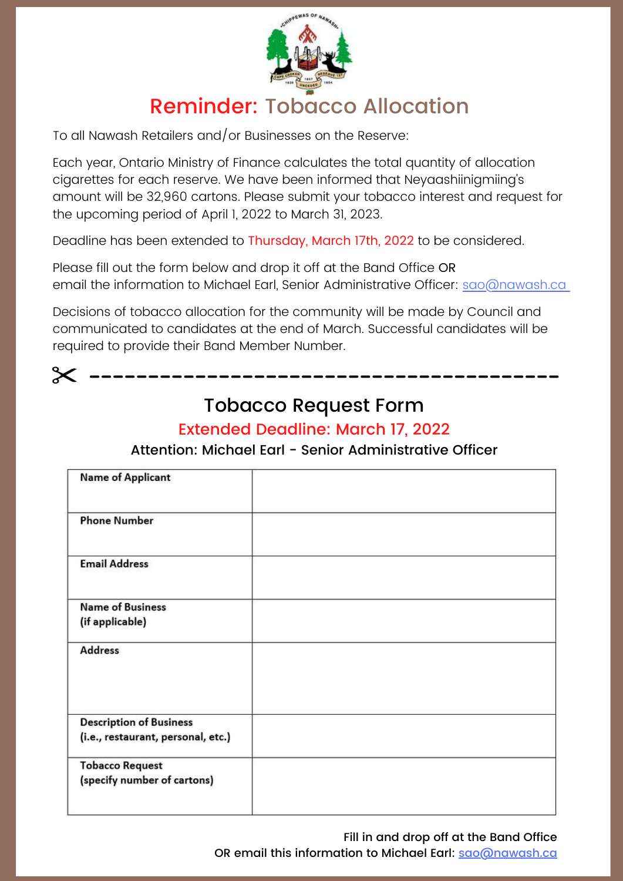# Reminder: Tobacco Allocation

To all Nawash Retailers and/or Businesses on the Reserve:

Each year, Ontario Ministry of Finance calculates the total quantity of allocation cigarettes for each reserve. We have been informed that Neyaashiinigmiing's amount will be 32,960 cartons. Please submit your tobacco interest and request for the upcoming period of April 1, 2022 to March 31, 2023.

Deadline has been extended to Thursday, March 17th, 2022 to be considered.

Please fill out the form below and drop it off at the Band Office OR email the information to Michael Earl, Senior Administrative Officer: sao@nawash.ca

Decisions of tobacco allocation for the community will be made by Council and communicated to candidates at the end of March. Successful candidates will be required to provide their Band Member Number.

✂ ----------------------------------------

## Tobacco Request Form

**Extended Deadline: March 17, 2022**

**Attention: Michael Earl - Senior Administrative Officer**

| | |
|---|---|
| **Name of Applicant** | |
| **Phone Number** | |
| **Email Address** | |
| **Name of Business (if applicable)** | |
| **Address** | |
| **Description of Business (i.e., restaurant, personal, etc.)** | |
| **Tobacco Request (specify number of cartons)** | |

Fill in and drop off at the Band Office
OR email this information to Michael Earl: sao@nawash.ca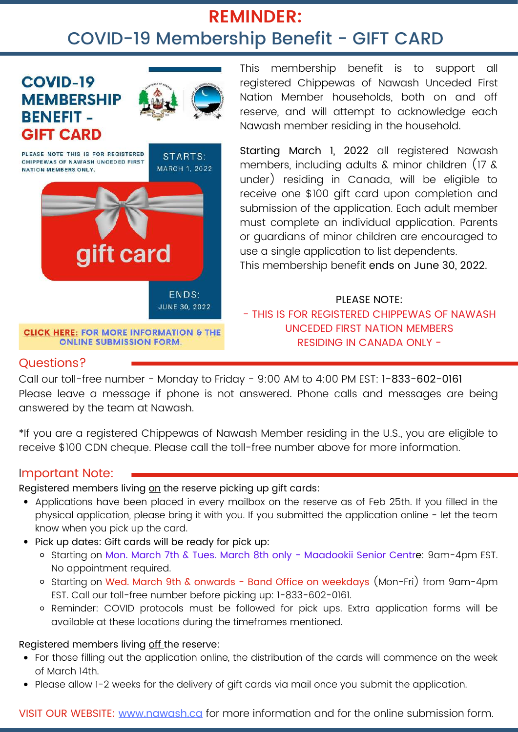# REMINDER:
# COVID-19 Membership Benefit - GIFT CARD

**COVID-19 MEMBERSHIP BENEFIT - GIFT CARD**

PLEASE NOTE THIS IS FOR REGISTERED CHIPPEWAS OF NAWASH UNCEDED FIRST NATION MEMBERS ONLY.

STARTS: MARCH 1, 2022

gift card

ENDS: JUNE 30, 2022

**CLICK HERE: FOR MORE INFORMATION & THE ONLINE SUBMISSION FORM.**

This membership benefit is to support all registered Chippewas of Nawash Unceded First Nation Member households, both on and off reserve, and will attempt to acknowledge each Nawash member residing in the household.

Starting March 1, 2022 all registered Nawash members, including adults & minor children (17 & under) residing in Canada, will be eligible to receive one $100 gift card upon completion and submission of the application. Each adult member must complete an individual application. Parents or guardians of minor children are encouraged to use a single application to list dependents.
This membership benefit ends on June 30, 2022.

PLEASE NOTE:
- THIS IS FOR REGISTERED CHIPPEWAS OF NAWASH UNCEDED FIRST NATION MEMBERS RESIDING IN CANADA ONLY -

## Questions?

Call our toll-free number - Monday to Friday - 9:00 AM to 4:00 PM EST: 1-833-602-0161
Please leave a message if phone is not answered. Phone calls and messages are being answered by the team at Nawash.

*If you are a registered Chippewas of Nawash Member residing in the U.S., you are eligible to receive $100 CDN cheque. Please call the toll-free number above for more information.

## Important Note:

Registered members living on the reserve picking up gift cards:

- Applications have been placed in every mailbox on the reserve as of Feb 25th. If you filled in the physical application, please bring it with you. If you submitted the application online - let the team know when you pick up the card.
- Pick up dates: Gift cards will be ready for pick up:
  - Starting on Mon. March 7th & Tues. March 8th only - Maadookii Senior Centre: 9am-4pm EST. No appointment required.
  - Starting on Wed. March 9th & onwards - Band Office on weekdays (Mon-Fri) from 9am-4pm EST. Call our toll-free number before picking up: 1-833-602-0161.
  - Reminder: COVID protocols must be followed for pick ups. Extra application forms will be available at these locations during the timeframes mentioned.

Registered members living off the reserve:

- For those filling out the application online, the distribution of the cards will commence on the week of March 14th.
- Please allow 1-2 weeks for the delivery of gift cards via mail once you submit the application.

VISIT OUR WEBSITE: www.nawash.ca for more information and for the online submission form.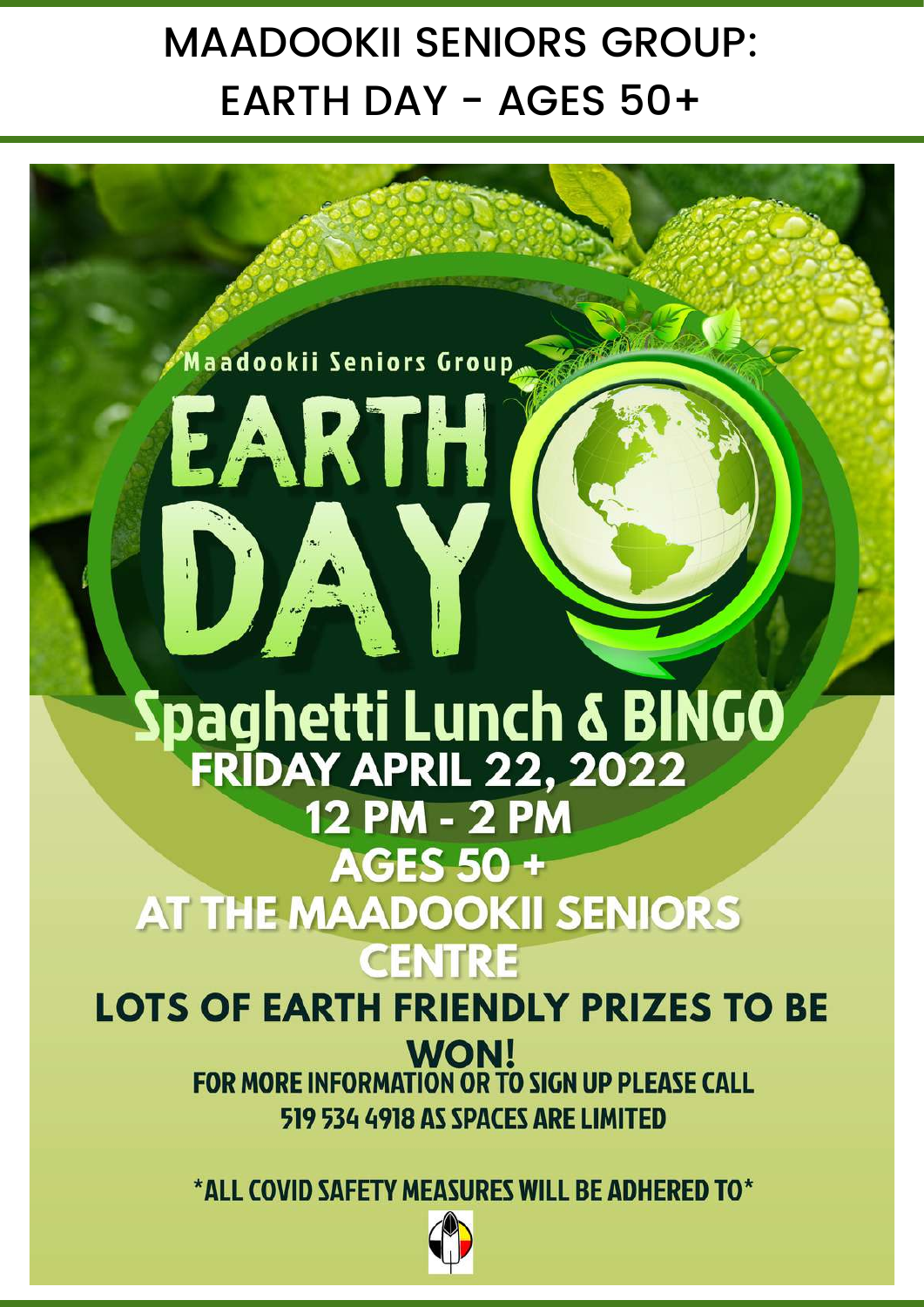# MAADOOKII SENIORS GROUP: EARTH DAY - AGES 50+

Maadookii Seniors Group

# EARTH DAY

## Spaghetti Lunch & BINGO

**FRIDAY APRIL 22, 2022**

**12 PM - 2 PM**

**AGES 50 +**

**AT THE MAADOOKII SENIORS CENTRE**

**LOTS OF EARTH FRIENDLY PRIZES TO BE WON!**

FOR MORE INFORMATION OR TO SIGN UP PLEASE CALL 519 534 4918 AS SPACES ARE LIMITED

*ALL COVID SAFETY MEASURES WILL BE ADHERED TO*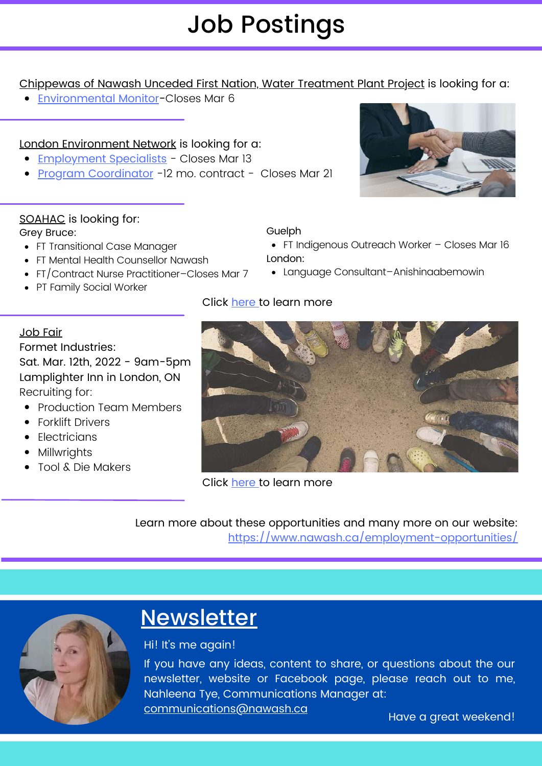# Job Postings

Chippewas of Nawash Unceded First Nation, Water Treatment Plant Project is looking for a:

- Environmental Monitor-Closes Mar 6

London Environment Network is looking for a:

- Employment Specialists - Closes Mar 13
- Program Coordinator -12 mo. contract - Closes Mar 21

SOAHAC is looking for:

Grey Bruce:

- FT Transitional Case Manager
- FT Mental Health Counsellor Nawash
- FT/Contract Nurse Practitioner–Closes Mar 7
- PT Family Social Worker

Guelph

- FT Indigenous Outreach Worker – Closes Mar 16

London:

- Language Consultant–Anishinaabemowin

Click here to learn more

Job Fair

Formet Industries:

Sat. Mar. 12th, 2022 - 9am-5pm

Lamplighter Inn in London, ON

Recruiting for:

- Production Team Members
- Forklift Drivers
- Electricians
- Millwrights
- Tool & Die Makers

Click here to learn more

Learn more about these opportunities and many more on our website: https://www.nawash.ca/employment-opportunities/

## Newsletter

Hi! It's me again!

If you have any ideas, content to share, or questions about the our newsletter, website or Facebook page, please reach out to me, Nahleena Tye, Communications Manager at: communications@nawash.ca

Have a great weekend!